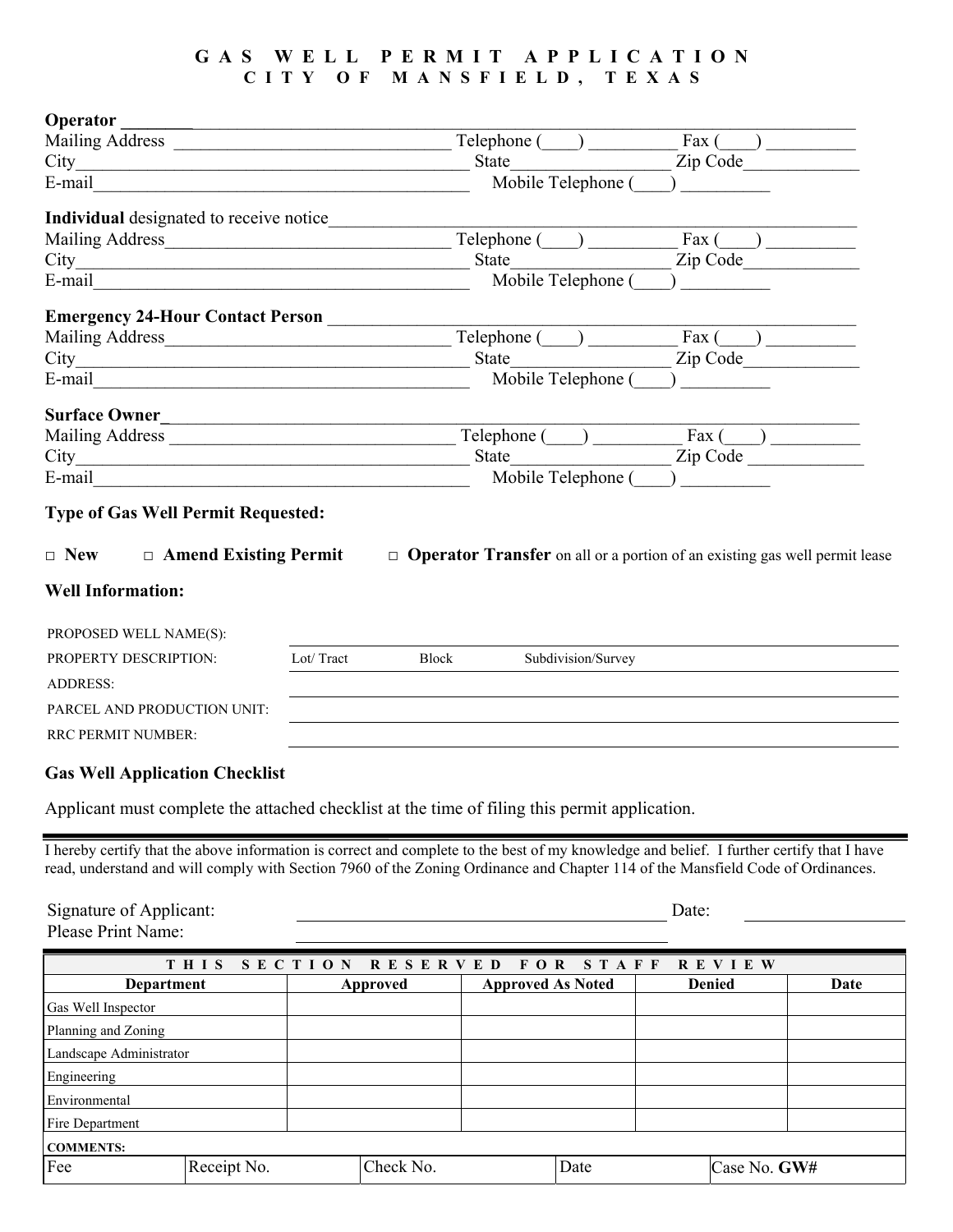# GAS WELL PERMIT APPLICATION
## CITY OF MANSFIELD, TEXAS

**Operator** ______________________________________________

Mailing Address ______________________________ Telephone (____) __________ Fax (____) __________

City__________________________________________ State_________________ Zip Code_____________

E-mail__________________________________________ Mobile Telephone (____) __________

**Individual** designated to receive notice______________________________________________

Mailing Address______________________________ Telephone (____) __________ Fax (____) __________

City__________________________________________ State_________________ Zip Code_____________

E-mail__________________________________________ Mobile Telephone (____) __________

**Emergency 24-Hour Contact Person** ______________________________________________

Mailing Address______________________________ Telephone (____) __________ Fax (____) __________

City__________________________________________ State_________________ Zip Code_____________

E-mail__________________________________________ Mobile Telephone (____) __________

**Surface Owner**______________________________________________

Mailing Address ______________________________ Telephone (____) __________ Fax (____) __________

City__________________________________________ State_________________ Zip Code _____________

E-mail__________________________________________ Mobile Telephone (____) __________

**Type of Gas Well Permit Requested:**

□ **New** □ **Amend Existing Permit** □ **Operator Transfer** on all or a portion of an existing gas well permit lease

**Well Information:**

PROPOSED WELL NAME(S): ______________________________________________

PROPERTY DESCRIPTION: Lot/ Tract Block Subdivision/Survey

ADDRESS: ______________________________________________

PARCEL AND PRODUCTION UNIT: ______________________________________________

RRC PERMIT NUMBER: ______________________________________________

**Gas Well Application Checklist**

Applicant must complete the attached checklist at the time of filing this permit application.

I hereby certify that the above information is correct and complete to the best of my knowledge and belief. I further certify that I have read, understand and will comply with Section 7960 of the Zoning Ordinance and Chapter 114 of the Mansfield Code of Ordinances.

Signature of Applicant: ______________________________ Date: ______________

Please Print Name: ______________________________

| THIS SECTION RESERVED FOR STAFF REVIEW | | | | |
|---|---|---|---|---|
| **Department** | **Approved** | **Approved As Noted** | **Denied** | **Date** |
| Gas Well Inspector | | | | |
| Planning and Zoning | | | | |
| Landscape Administrator | | | | |
| Engineering | | | | |
| Environmental | | | | |
| Fire Department | | | | |
| **COMMENTS:** | | | | |

| Fee | Receipt No. | Check No. | Date | Case No. **GW#** |
|---|---|---|---|---|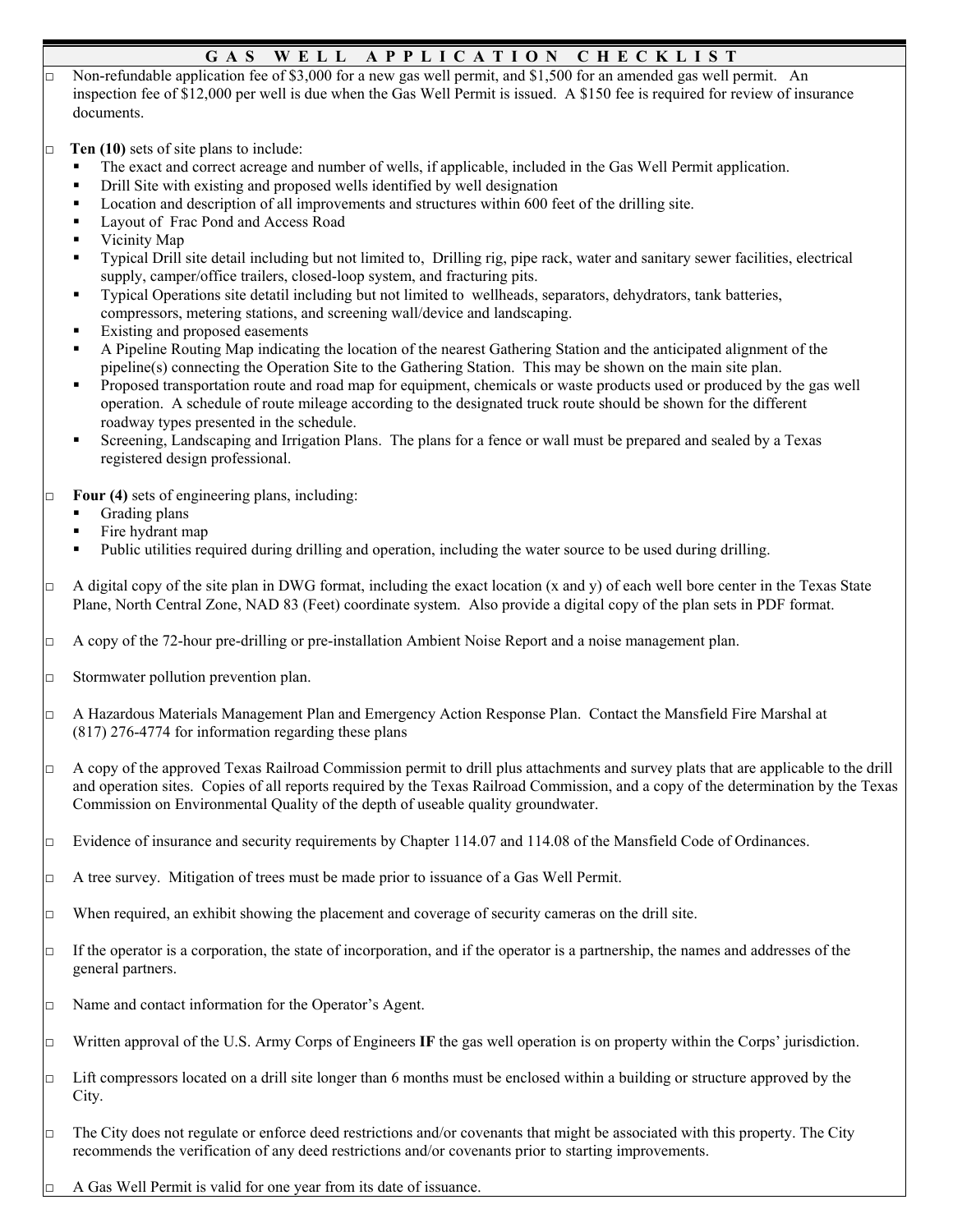## GAS WELL APPLICATION CHECKLIST

- ☐ Non-refundable application fee of $3,000 for a new gas well permit, and $1,500 for an amended gas well permit. An inspection fee of $12,000 per well is due when the Gas Well Permit is issued. A $150 fee is required for review of insurance documents.

- ☐ **Ten (10)** sets of site plans to include:
  - The exact and correct acreage and number of wells, if applicable, included in the Gas Well Permit application.
  - Drill Site with existing and proposed wells identified by well designation
  - Location and description of all improvements and structures within 600 feet of the drilling site.
  - Layout of Frac Pond and Access Road
  - Vicinity Map
  - Typical Drill site detail including but not limited to, Drilling rig, pipe rack, water and sanitary sewer facilities, electrical supply, camper/office trailers, closed-loop system, and fracturing pits.
  - Typical Operations site detatil including but not limited to wellheads, separators, dehydrators, tank batteries, compressors, metering stations, and screening wall/device and landscaping.
  - Existing and proposed easements
  - A Pipeline Routing Map indicating the location of the nearest Gathering Station and the anticipated alignment of the pipeline(s) connecting the Operation Site to the Gathering Station. This may be shown on the main site plan.
  - Proposed transportation route and road map for equipment, chemicals or waste products used or produced by the gas well operation. A schedule of route mileage according to the designated truck route should be shown for the different roadway types presented in the schedule.
  - Screening, Landscaping and Irrigation Plans. The plans for a fence or wall must be prepared and sealed by a Texas registered design professional.

- ☐ **Four (4)** sets of engineering plans, including:
  - Grading plans
  - Fire hydrant map
  - Public utilities required during drilling and operation, including the water source to be used during drilling.

- ☐ A digital copy of the site plan in DWG format, including the exact location (x and y) of each well bore center in the Texas State Plane, North Central Zone, NAD 83 (Feet) coordinate system. Also provide a digital copy of the plan sets in PDF format.

- ☐ A copy of the 72-hour pre-drilling or pre-installation Ambient Noise Report and a noise management plan.

- ☐ Stormwater pollution prevention plan.

- ☐ A Hazardous Materials Management Plan and Emergency Action Response Plan. Contact the Mansfield Fire Marshal at (817) 276-4774 for information regarding these plans

- ☐ A copy of the approved Texas Railroad Commission permit to drill plus attachments and survey plats that are applicable to the drill and operation sites. Copies of all reports required by the Texas Railroad Commission, and a copy of the determination by the Texas Commission on Environmental Quality of the depth of useable quality groundwater.

- ☐ Evidence of insurance and security requirements by Chapter 114.07 and 114.08 of the Mansfield Code of Ordinances.

- ☐ A tree survey. Mitigation of trees must be made prior to issuance of a Gas Well Permit.

- ☐ When required, an exhibit showing the placement and coverage of security cameras on the drill site.

- ☐ If the operator is a corporation, the state of incorporation, and if the operator is a partnership, the names and addresses of the general partners.

- ☐ Name and contact information for the Operator's Agent.

- ☐ Written approval of the U.S. Army Corps of Engineers **IF** the gas well operation is on property within the Corps' jurisdiction.

- ☐ Lift compressors located on a drill site longer than 6 months must be enclosed within a building or structure approved by the City.

- ☐ The City does not regulate or enforce deed restrictions and/or covenants that might be associated with this property. The City recommends the verification of any deed restrictions and/or covenants prior to starting improvements.

- ☐ A Gas Well Permit is valid for one year from its date of issuance.